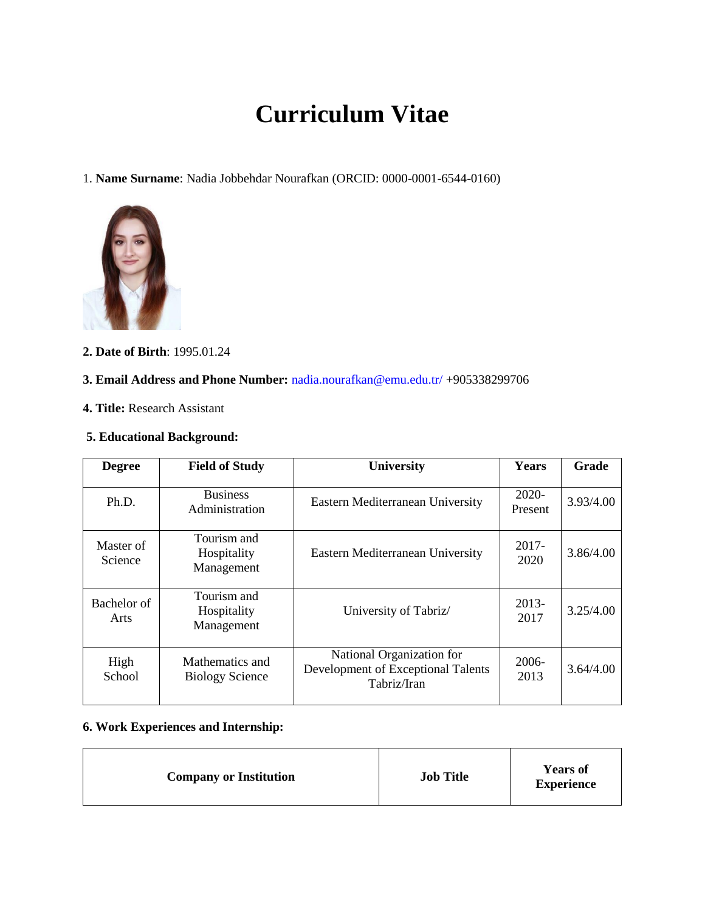# Curriculum Vitae

1. **Name Surname**: Nadia Jobbehdar Nourafkan (ORCID: 0000-0001-6544-0160)

**2. Date of Birth**: 1995.01.24

**3. Email Address and Phone Number:** nadia.nourafkan@emu.edu.tr/ +905338299706

**4. Title:** Research Assistant

**5. Educational Background:**

| Degree | Field of Study | University | Years | Grade |
|---|---|---|---|---|
| Ph.D. | Business Administration | Eastern Mediterranean University | 2020-Present | 3.93/4.00 |
| Master of Science | Tourism and Hospitality Management | Eastern Mediterranean University | 2017-2020 | 3.86/4.00 |
| Bachelor of Arts | Tourism and Hospitality Management | University of Tabriz/ | 2013-2017 | 3.25/4.00 |
| High School | Mathematics and Biology Science | National Organization for Development of Exceptional Talents Tabriz/Iran | 2006-2013 | 3.64/4.00 |

**6. Work Experiences and Internship:**

| Company or Institution | Job Title | Years of Experience |
|---|---|---|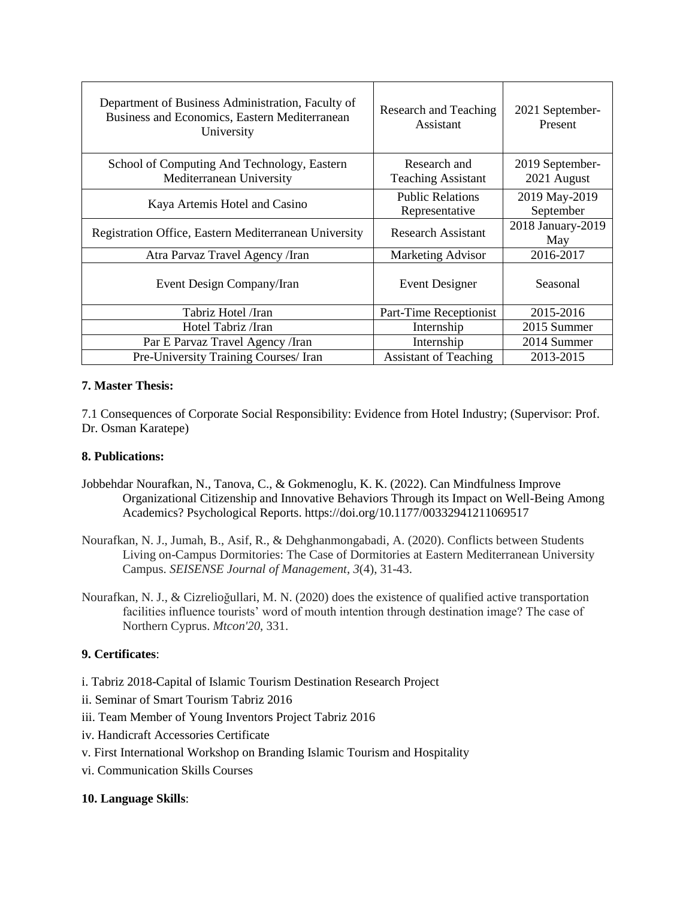| Department of Business Administration, Faculty of Business and Economics, Eastern Mediterranean University | Research and Teaching Assistant | 2021 September-Present |
|---|---|---|
| School of Computing And Technology, Eastern Mediterranean University | Research and Teaching Assistant | 2019 September-2021 August |
| Kaya Artemis Hotel and Casino | Public Relations Representative | 2019 May-2019 September |
| Registration Office, Eastern Mediterranean University | Research Assistant | 2018 January-2019 May |
| Atra Parvaz Travel Agency /Iran | Marketing Advisor | 2016-2017 |
| Event Design Company/Iran | Event Designer | Seasonal |
| Tabriz Hotel /Iran | Part-Time Receptionist | 2015-2016 |
| Hotel Tabriz /Iran | Internship | 2015 Summer |
| Par E Parvaz Travel Agency /Iran | Internship | 2014 Summer |
| Pre-University Training Courses/ Iran | Assistant of Teaching | 2013-2015 |

**7. Master Thesis:**

7.1 Consequences of Corporate Social Responsibility: Evidence from Hotel Industry; (Supervisor: Prof. Dr. Osman Karatepe)

**8. Publications:**

Jobbehdar Nourafkan, N., Tanova, C., & Gokmenoglu, K. K. (2022). Can Mindfulness Improve Organizational Citizenship and Innovative Behaviors Through its Impact on Well-Being Among Academics? Psychological Reports. https://doi.org/10.1177/00332941211069517

Nourafkan, N. J., Jumah, B., Asif, R., & Dehghanmongabadi, A. (2020). Conflicts between Students Living on-Campus Dormitories: The Case of Dormitories at Eastern Mediterranean University Campus. *SEISENSE Journal of Management*, *3*(4), 31-43.

Nourafkan, N. J., & Cizrelioğullari, M. N. (2020) does the existence of qualified active transportation facilities influence tourists' word of mouth intention through destination image? The case of Northern Cyprus. *Mtcon'20*, 331.

**9. Certificates**:

i. Tabriz 2018-Capital of Islamic Tourism Destination Research Project

ii. Seminar of Smart Tourism Tabriz 2016

iii. Team Member of Young Inventors Project Tabriz 2016

iv. Handicraft Accessories Certificate

v. First International Workshop on Branding Islamic Tourism and Hospitality

vi. Communication Skills Courses

**10. Language Skills**: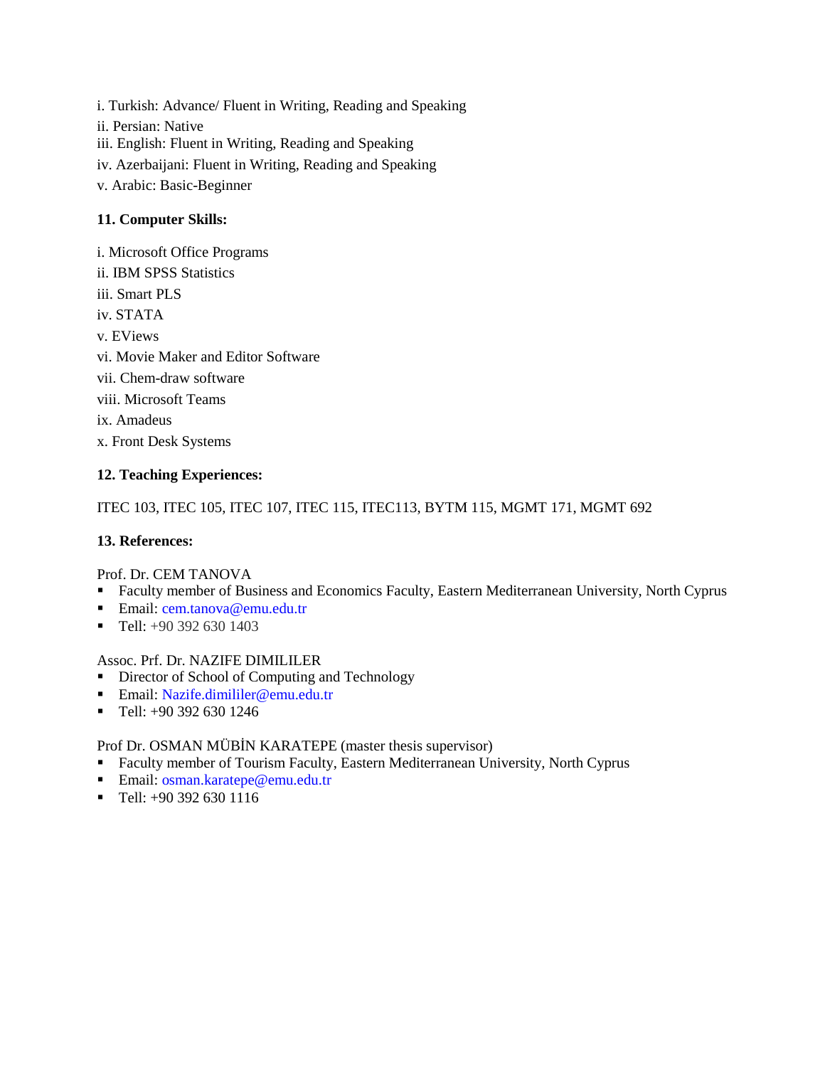i. Turkish: Advance/ Fluent in Writing, Reading and Speaking

ii. Persian: Native

iii. English: Fluent in Writing, Reading and Speaking

iv. Azerbaijani: Fluent in Writing, Reading and Speaking

v. Arabic: Basic-Beginner

**11. Computer Skills:**

i. Microsoft Office Programs

ii. IBM SPSS Statistics

iii. Smart PLS

iv. STATA

v. EViews

vi. Movie Maker and Editor Software

vii. Chem-draw software

viii. Microsoft Teams

ix. Amadeus

x. Front Desk Systems

**12. Teaching Experiences:**

ITEC 103, ITEC 105, ITEC 107, ITEC 115, ITEC113, BYTM 115, MGMT 171, MGMT 692

**13. References:**

Prof. Dr. CEM TANOVA

- Faculty member of Business and Economics Faculty, Eastern Mediterranean University, North Cyprus
- Email: cem.tanova@emu.edu.tr
- Tell: +90 392 630 1403

Assoc. Prf. Dr. NAZIFE DIMILILER

- Director of School of Computing and Technology
- Email: Nazife.dimililer@emu.edu.tr
- Tell: +90 392 630 1246

Prof Dr. OSMAN MÜBİN KARATEPE (master thesis supervisor)

- Faculty member of Tourism Faculty, Eastern Mediterranean University, North Cyprus
- Email: osman.karatepe@emu.edu.tr
- Tell: +90 392 630 1116